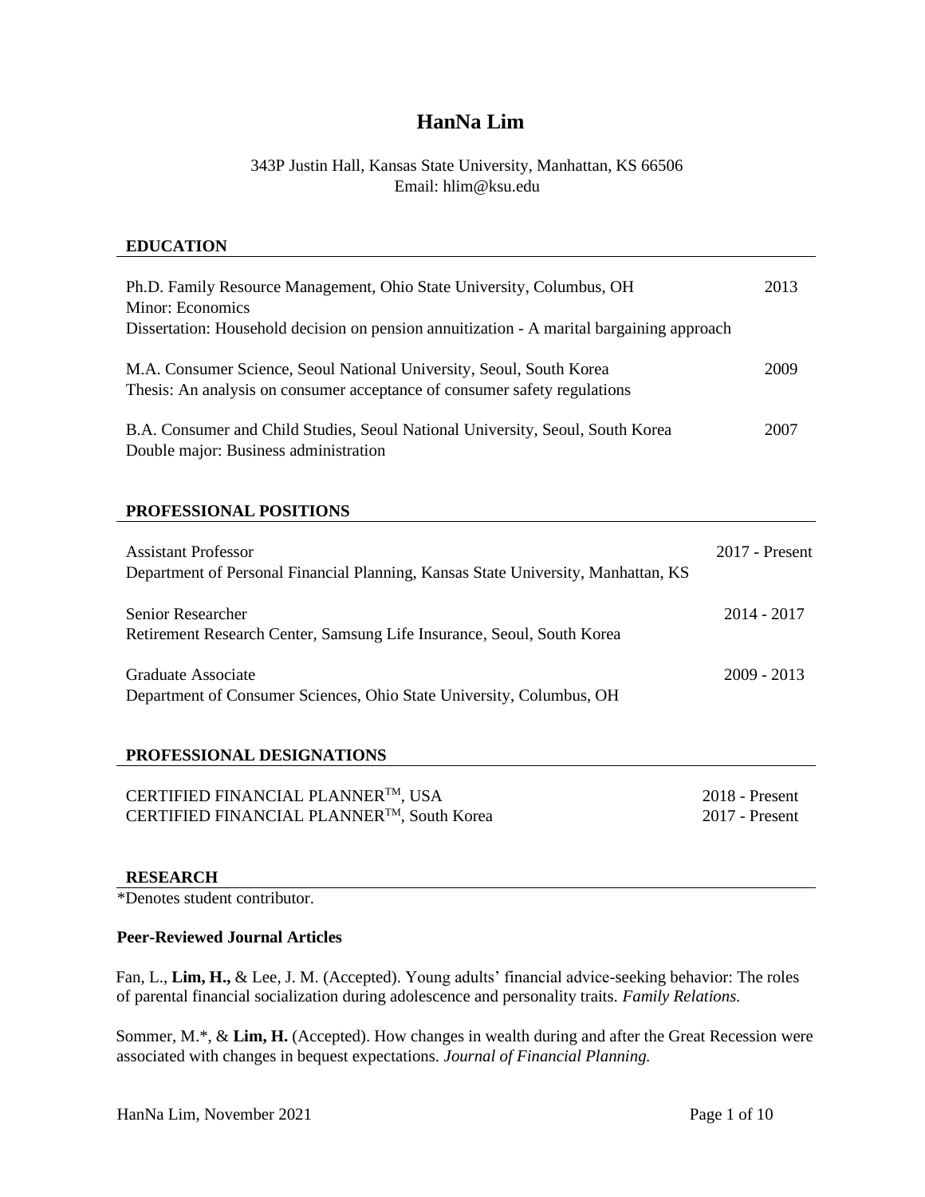# HanNa Lim

343P Justin Hall, Kansas State University, Manhattan, KS 66506
Email: hlim@ksu.edu

## EDUCATION

Ph.D. Family Resource Management, Ohio State University, Columbus, OH — 2013
Minor: Economics
Dissertation: Household decision on pension annuitization - A marital bargaining approach

M.A. Consumer Science, Seoul National University, Seoul, South Korea — 2009
Thesis: An analysis on consumer acceptance of consumer safety regulations

B.A. Consumer and Child Studies, Seoul National University, Seoul, South Korea — 2007
Double major: Business administration

## PROFESSIONAL POSITIONS

Assistant Professor — 2017 - Present
Department of Personal Financial Planning, Kansas State University, Manhattan, KS

Senior Researcher — 2014 - 2017
Retirement Research Center, Samsung Life Insurance, Seoul, South Korea

Graduate Associate — 2009 - 2013
Department of Consumer Sciences, Ohio State University, Columbus, OH

## PROFESSIONAL DESIGNATIONS

CERTIFIED FINANCIAL PLANNER™, USA — 2018 - Present
CERTIFIED FINANCIAL PLANNER™, South Korea — 2017 - Present

## RESEARCH

*Denotes student contributor.

### Peer-Reviewed Journal Articles

Fan, L., **Lim, H.,** & Lee, J. M. (Accepted). Young adults' financial advice-seeking behavior: The roles of parental financial socialization during adolescence and personality traits. *Family Relations.*

Sommer, M.*, & **Lim, H.** (Accepted). How changes in wealth during and after the Great Recession were associated with changes in bequest expectations. *Journal of Financial Planning.*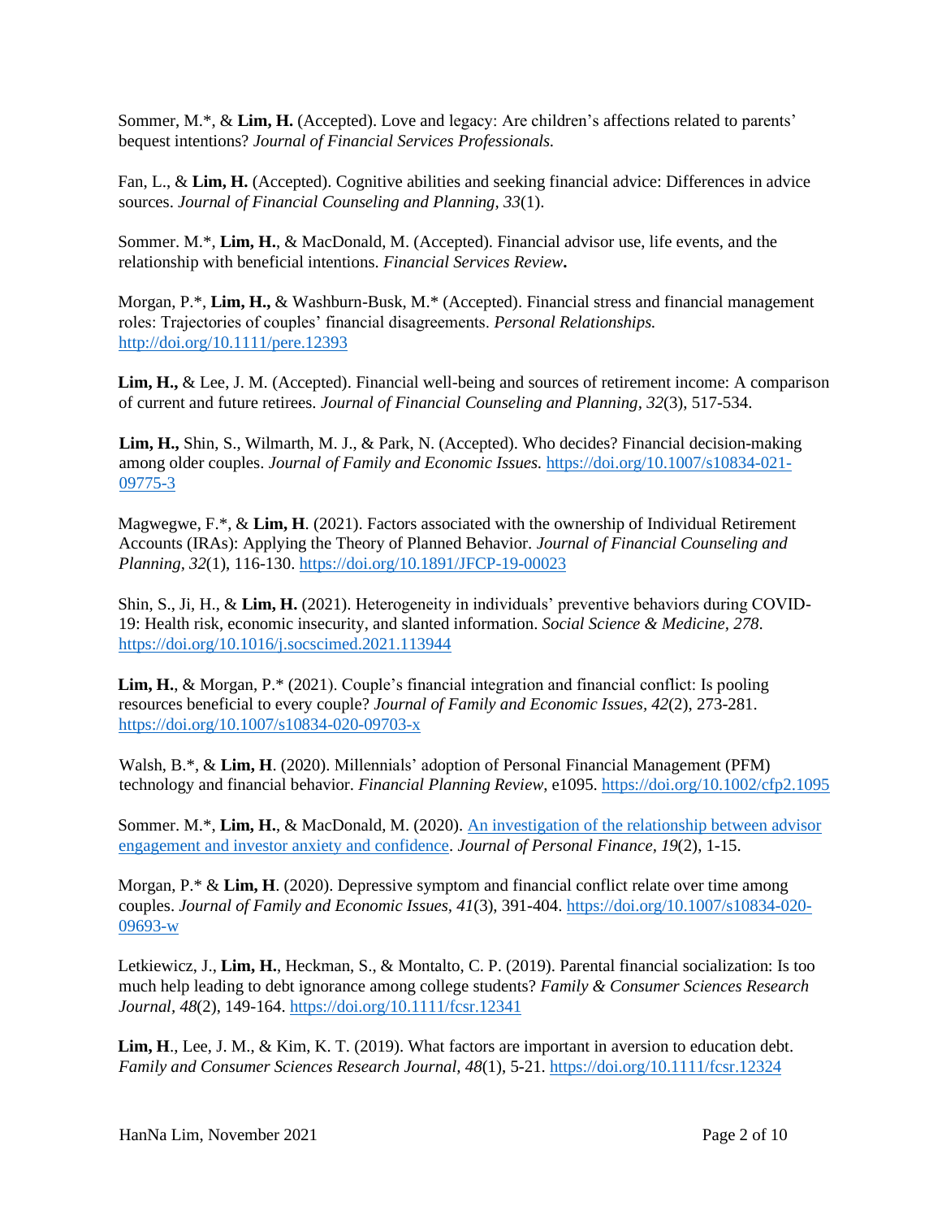Sommer, M.*, & **Lim, H.** (Accepted). Love and legacy: Are children's affections related to parents' bequest intentions? *Journal of Financial Services Professionals.*

Fan, L., & **Lim, H.** (Accepted). Cognitive abilities and seeking financial advice: Differences in advice sources. *Journal of Financial Counseling and Planning, 33*(1).

Sommer. M.*, **Lim, H.**, & MacDonald, M. (Accepted). Financial advisor use, life events, and the relationship with beneficial intentions. *Financial Services Review***.**

Morgan, P.*, **Lim, H.,** & Washburn-Busk, M.* (Accepted). Financial stress and financial management roles: Trajectories of couples' financial disagreements. *Personal Relationships.* http://doi.org/10.1111/pere.12393

**Lim, H.,** & Lee, J. M. (Accepted). Financial well-being and sources of retirement income: A comparison of current and future retirees. *Journal of Financial Counseling and Planning*, *32*(3), 517-534.

**Lim, H.,** Shin, S., Wilmarth, M. J., & Park, N. (Accepted). Who decides? Financial decision-making among older couples. *Journal of Family and Economic Issues.* https://doi.org/10.1007/s10834-021-09775-3

Magwegwe, F.*, & **Lim, H**. (2021). Factors associated with the ownership of Individual Retirement Accounts (IRAs): Applying the Theory of Planned Behavior. *Journal of Financial Counseling and Planning*, *32*(1), 116-130. https://doi.org/10.1891/JFCP-19-00023

Shin, S., Ji, H., & **Lim, H.** (2021). Heterogeneity in individuals' preventive behaviors during COVID-19: Health risk, economic insecurity, and slanted information. *Social Science & Medicine*, *278*. https://doi.org/10.1016/j.socscimed.2021.113944

**Lim, H.**, & Morgan, P.* (2021). Couple's financial integration and financial conflict: Is pooling resources beneficial to every couple? *Journal of Family and Economic Issues, 42*(2), 273-281. https://doi.org/10.1007/s10834-020-09703-x

Walsh, B.*, & **Lim, H**. (2020). Millennials' adoption of Personal Financial Management (PFM) technology and financial behavior. *Financial Planning Review*, e1095. https://doi.org/10.1002/cfp2.1095

Sommer. M.*, **Lim, H.**, & MacDonald, M. (2020). An investigation of the relationship between advisor engagement and investor anxiety and confidence. *Journal of Personal Finance*, *19*(2), 1-15.

Morgan, P.* & **Lim, H**. (2020). Depressive symptom and financial conflict relate over time among couples. *Journal of Family and Economic Issues, 41*(3), 391-404. https://doi.org/10.1007/s10834-020-09693-w

Letkiewicz, J., **Lim, H.**, Heckman, S., & Montalto, C. P. (2019). Parental financial socialization: Is too much help leading to debt ignorance among college students? *Family & Consumer Sciences Research Journal*, *48*(2), 149-164. https://doi.org/10.1111/fcsr.12341

**Lim, H**., Lee, J. M., & Kim, K. T. (2019). What factors are important in aversion to education debt. *Family and Consumer Sciences Research Journal, 48*(1), 5-21. https://doi.org/10.1111/fcsr.12324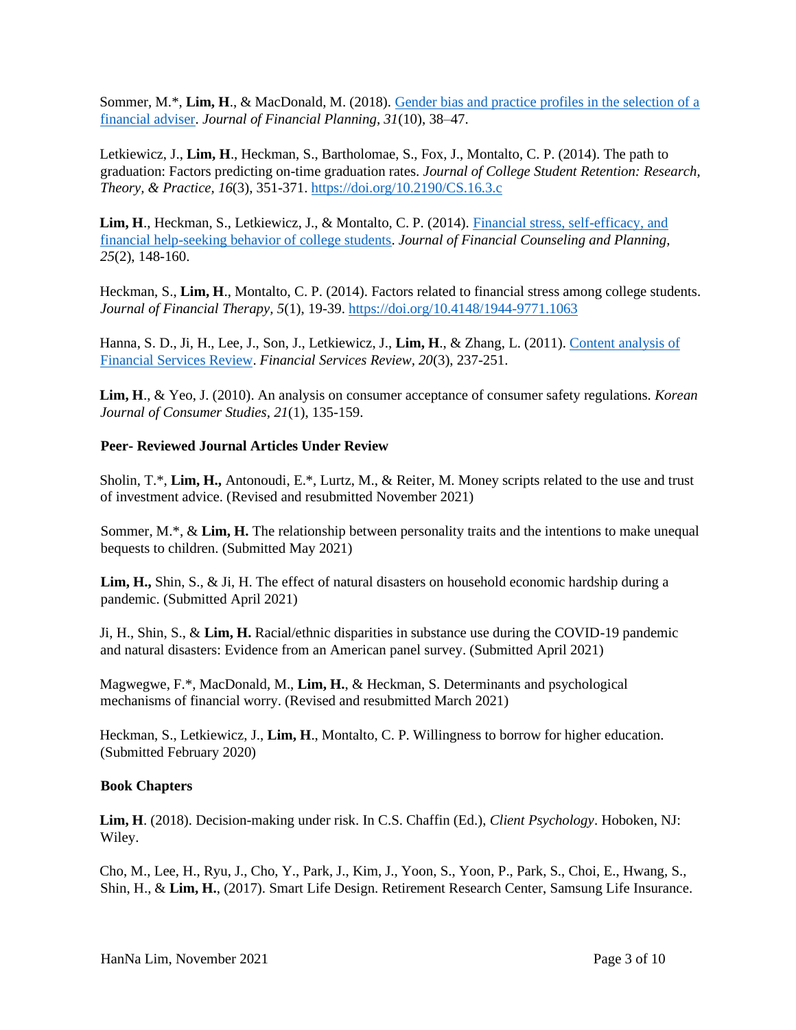Sommer, M.*, **Lim, H**., & MacDonald, M. (2018). [Gender bias and practice profiles in the selection of a financial adviser](). *Journal of Financial Planning, 31*(10), 38–47.

Letkiewicz, J., **Lim, H**., Heckman, S., Bartholomae, S., Fox, J., Montalto, C. P. (2014). The path to graduation: Factors predicting on-time graduation rates. *Journal of College Student Retention: Research, Theory, & Practice, 16*(3), 351-371. https://doi.org/10.2190/CS.16.3.c

**Lim, H**., Heckman, S., Letkiewicz, J., & Montalto, C. P. (2014). [Financial stress, self-efficacy, and financial help-seeking behavior of college students](). *Journal of Financial Counseling and Planning, 25*(2), 148-160.

Heckman, S., **Lim, H**., Montalto, C. P. (2014). Factors related to financial stress among college students. *Journal of Financial Therapy, 5*(1), 19-39. https://doi.org/10.4148/1944-9771.1063

Hanna, S. D., Ji, H., Lee, J., Son, J., Letkiewicz, J., **Lim, H**., & Zhang, L. (2011). [Content analysis of Financial Services Review](). *Financial Services Review, 20*(3), 237-251.

**Lim, H**., & Yeo, J. (2010). An analysis on consumer acceptance of consumer safety regulations. *Korean Journal of Consumer Studies, 21*(1), 135-159.

### Peer- Reviewed Journal Articles Under Review

Sholin, T.*, **Lim, H.,** Antonoudi, E.*, Lurtz, M., & Reiter, M. Money scripts related to the use and trust of investment advice. (Revised and resubmitted November 2021)

Sommer, M.*, & **Lim, H.** The relationship between personality traits and the intentions to make unequal bequests to children. (Submitted May 2021)

**Lim, H.,** Shin, S., & Ji, H. The effect of natural disasters on household economic hardship during a pandemic. (Submitted April 2021)

Ji, H., Shin, S., & **Lim, H.** Racial/ethnic disparities in substance use during the COVID-19 pandemic and natural disasters: Evidence from an American panel survey. (Submitted April 2021)

Magwegwe, F.*, MacDonald, M., **Lim, H.**, & Heckman, S. Determinants and psychological mechanisms of financial worry. (Revised and resubmitted March 2021)

Heckman, S., Letkiewicz, J., **Lim, H**., Montalto, C. P. Willingness to borrow for higher education. (Submitted February 2020)

### Book Chapters

**Lim, H**. (2018). Decision-making under risk. In C.S. Chaffin (Ed.), *Client Psychology*. Hoboken, NJ: Wiley.

Cho, M., Lee, H., Ryu, J., Cho, Y., Park, J., Kim, J., Yoon, S., Yoon, P., Park, S., Choi, E., Hwang, S., Shin, H., & **Lim, H.**, (2017). Smart Life Design. Retirement Research Center, Samsung Life Insurance.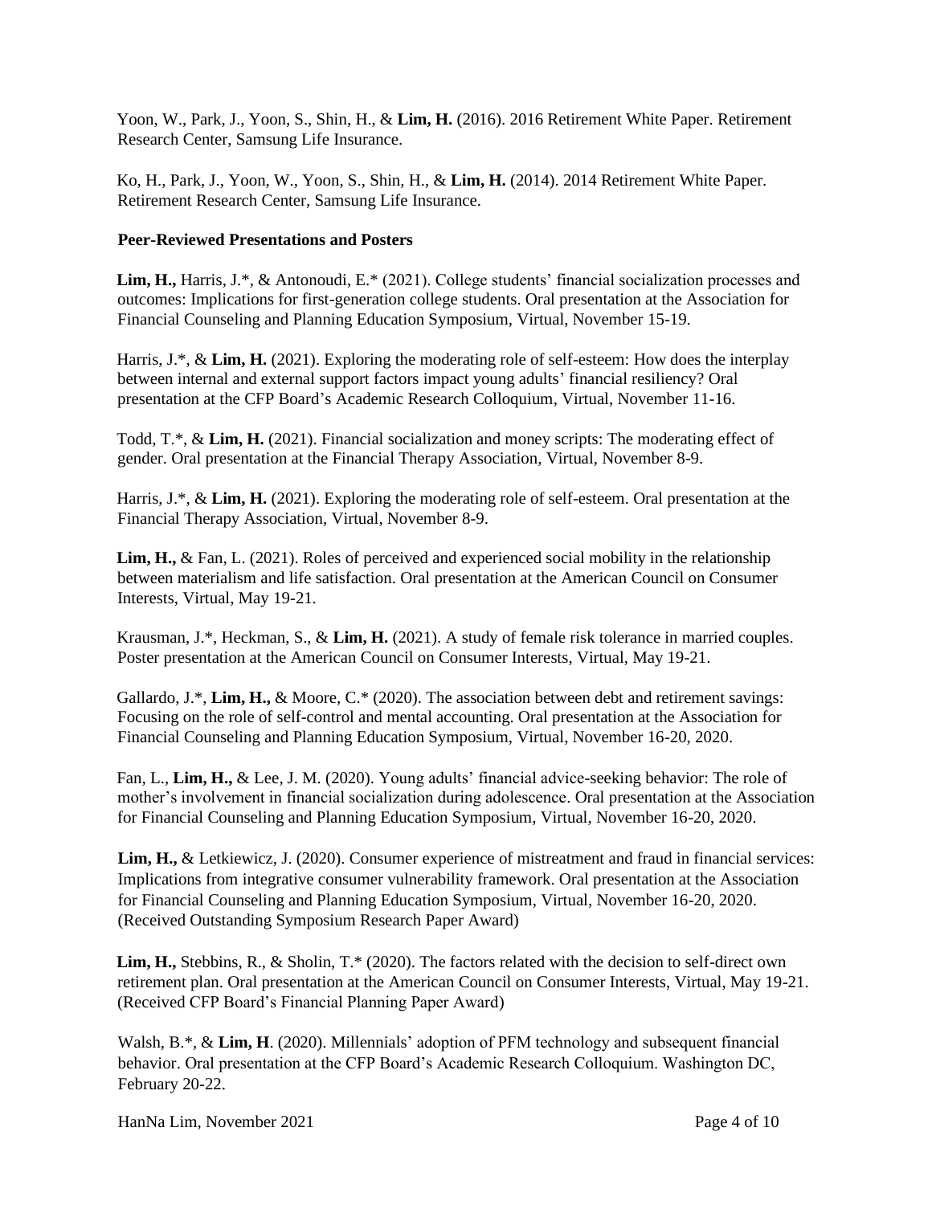Yoon, W., Park, J., Yoon, S., Shin, H., & **Lim, H.** (2016). 2016 Retirement White Paper. Retirement Research Center, Samsung Life Insurance.

Ko, H., Park, J., Yoon, W., Yoon, S., Shin, H., & **Lim, H.** (2014). 2014 Retirement White Paper. Retirement Research Center, Samsung Life Insurance.

**Peer-Reviewed Presentations and Posters**

**Lim, H.,** Harris, J.*, & Antonoudi, E.* (2021). College students' financial socialization processes and outcomes: Implications for first-generation college students. Oral presentation at the Association for Financial Counseling and Planning Education Symposium, Virtual, November 15-19.

Harris, J.*, & **Lim, H.** (2021). Exploring the moderating role of self-esteem: How does the interplay between internal and external support factors impact young adults' financial resiliency? Oral presentation at the CFP Board's Academic Research Colloquium, Virtual, November 11-16.

Todd, T.*, & **Lim, H.** (2021). Financial socialization and money scripts: The moderating effect of gender. Oral presentation at the Financial Therapy Association, Virtual, November 8-9.

Harris, J.*, & **Lim, H.** (2021). Exploring the moderating role of self-esteem. Oral presentation at the Financial Therapy Association, Virtual, November 8-9.

**Lim, H.,** & Fan, L. (2021). Roles of perceived and experienced social mobility in the relationship between materialism and life satisfaction. Oral presentation at the American Council on Consumer Interests, Virtual, May 19-21.

Krausman, J.*, Heckman, S., & **Lim, H.** (2021). A study of female risk tolerance in married couples. Poster presentation at the American Council on Consumer Interests, Virtual, May 19-21.

Gallardo, J.*, **Lim, H.,** & Moore, C.* (2020). The association between debt and retirement savings: Focusing on the role of self-control and mental accounting. Oral presentation at the Association for Financial Counseling and Planning Education Symposium, Virtual, November 16-20, 2020.

Fan, L., **Lim, H.,** & Lee, J. M. (2020). Young adults' financial advice-seeking behavior: The role of mother's involvement in financial socialization during adolescence. Oral presentation at the Association for Financial Counseling and Planning Education Symposium, Virtual, November 16-20, 2020.

**Lim, H.,** & Letkiewicz, J. (2020). Consumer experience of mistreatment and fraud in financial services: Implications from integrative consumer vulnerability framework. Oral presentation at the Association for Financial Counseling and Planning Education Symposium, Virtual, November 16-20, 2020. (Received Outstanding Symposium Research Paper Award)

**Lim, H.,** Stebbins, R., & Sholin, T.* (2020). The factors related with the decision to self-direct own retirement plan. Oral presentation at the American Council on Consumer Interests, Virtual, May 19-21. (Received CFP Board's Financial Planning Paper Award)

Walsh, B.*, & **Lim, H**. (2020). Millennials' adoption of PFM technology and subsequent financial behavior. Oral presentation at the CFP Board's Academic Research Colloquium. Washington DC, February 20-22.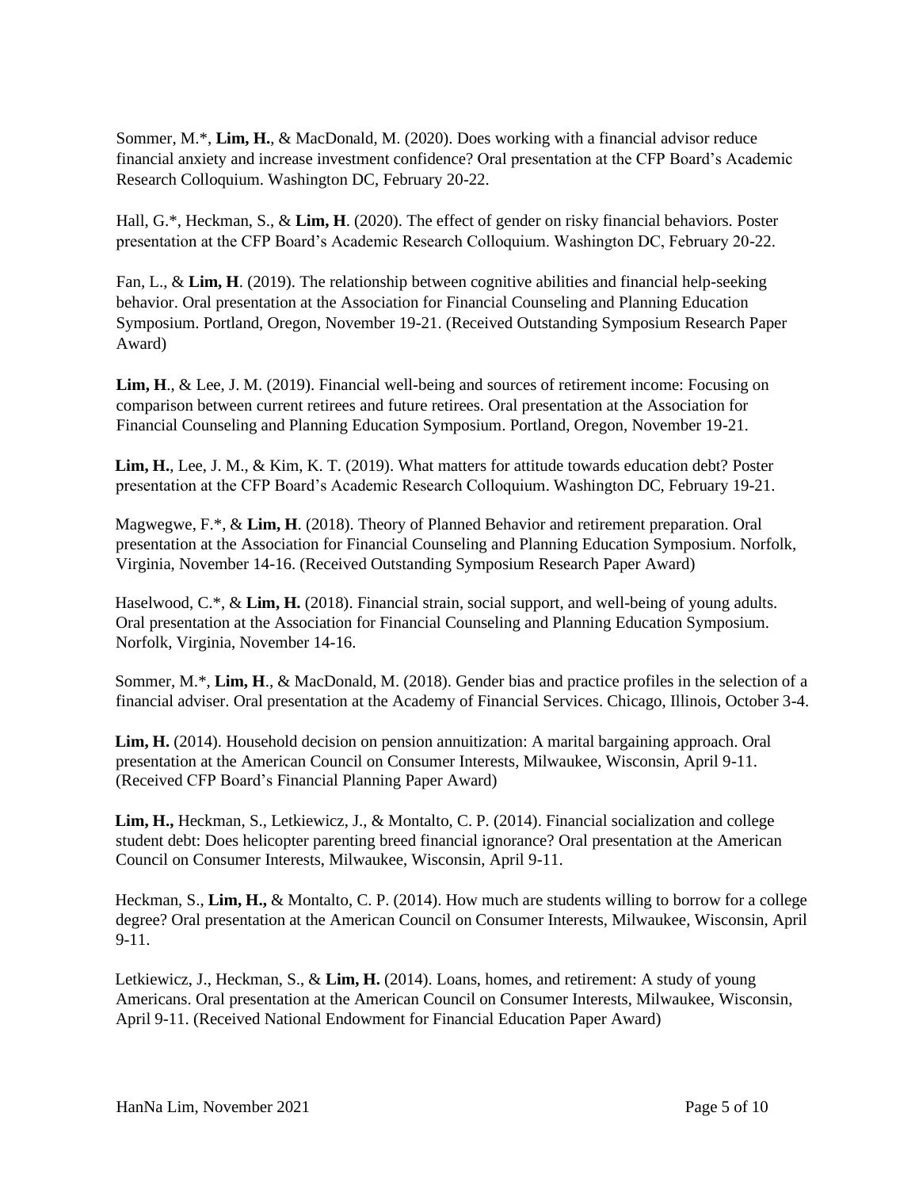Sommer, M.*, **Lim, H.**, & MacDonald, M. (2020). Does working with a financial advisor reduce financial anxiety and increase investment confidence? Oral presentation at the CFP Board's Academic Research Colloquium. Washington DC, February 20-22.

Hall, G.*, Heckman, S., & **Lim, H**. (2020). The effect of gender on risky financial behaviors. Poster presentation at the CFP Board's Academic Research Colloquium. Washington DC, February 20-22.

Fan, L., & **Lim, H**. (2019). The relationship between cognitive abilities and financial help-seeking behavior. Oral presentation at the Association for Financial Counseling and Planning Education Symposium. Portland, Oregon, November 19-21. (Received Outstanding Symposium Research Paper Award)

**Lim, H**., & Lee, J. M. (2019). Financial well-being and sources of retirement income: Focusing on comparison between current retirees and future retirees. Oral presentation at the Association for Financial Counseling and Planning Education Symposium. Portland, Oregon, November 19-21.

**Lim, H.**, Lee, J. M., & Kim, K. T. (2019). What matters for attitude towards education debt? Poster presentation at the CFP Board's Academic Research Colloquium. Washington DC, February 19-21.

Magwegwe, F.*, & **Lim, H**. (2018). Theory of Planned Behavior and retirement preparation. Oral presentation at the Association for Financial Counseling and Planning Education Symposium. Norfolk, Virginia, November 14-16. (Received Outstanding Symposium Research Paper Award)

Haselwood, C.*, & **Lim, H.** (2018). Financial strain, social support, and well-being of young adults. Oral presentation at the Association for Financial Counseling and Planning Education Symposium. Norfolk, Virginia, November 14-16.

Sommer, M.*, **Lim, H**., & MacDonald, M. (2018). Gender bias and practice profiles in the selection of a financial adviser. Oral presentation at the Academy of Financial Services. Chicago, Illinois, October 3-4.

**Lim, H.** (2014). Household decision on pension annuitization: A marital bargaining approach. Oral presentation at the American Council on Consumer Interests, Milwaukee, Wisconsin, April 9-11. (Received CFP Board's Financial Planning Paper Award)

**Lim, H.,** Heckman, S., Letkiewicz, J., & Montalto, C. P. (2014). Financial socialization and college student debt: Does helicopter parenting breed financial ignorance? Oral presentation at the American Council on Consumer Interests, Milwaukee, Wisconsin, April 9-11.

Heckman, S., **Lim, H.,** & Montalto, C. P. (2014). How much are students willing to borrow for a college degree? Oral presentation at the American Council on Consumer Interests, Milwaukee, Wisconsin, April 9-11.

Letkiewicz, J., Heckman, S., & **Lim, H.** (2014). Loans, homes, and retirement: A study of young Americans. Oral presentation at the American Council on Consumer Interests, Milwaukee, Wisconsin, April 9-11. (Received National Endowment for Financial Education Paper Award)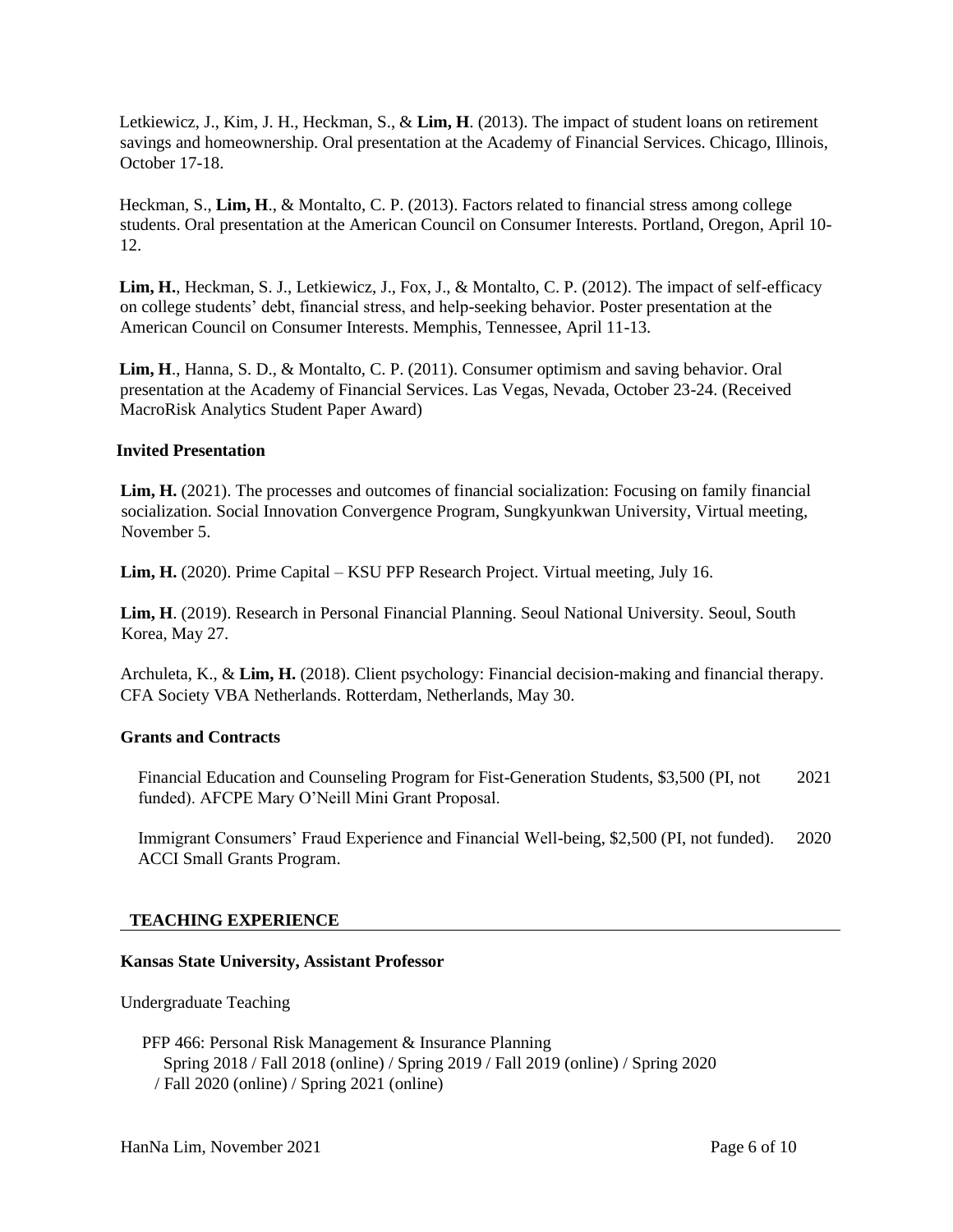Letkiewicz, J., Kim, J. H., Heckman, S., & **Lim, H**. (2013). The impact of student loans on retirement savings and homeownership. Oral presentation at the Academy of Financial Services. Chicago, Illinois, October 17-18.

Heckman, S., **Lim, H**., & Montalto, C. P. (2013). Factors related to financial stress among college students. Oral presentation at the American Council on Consumer Interests. Portland, Oregon, April 10-12.

**Lim, H.**, Heckman, S. J., Letkiewicz, J., Fox, J., & Montalto, C. P. (2012). The impact of self-efficacy on college students' debt, financial stress, and help-seeking behavior. Poster presentation at the American Council on Consumer Interests. Memphis, Tennessee, April 11-13.

**Lim, H**., Hanna, S. D., & Montalto, C. P. (2011). Consumer optimism and saving behavior. Oral presentation at the Academy of Financial Services. Las Vegas, Nevada, October 23-24. (Received MacroRisk Analytics Student Paper Award)

### Invited Presentation

**Lim, H.** (2021). The processes and outcomes of financial socialization: Focusing on family financial socialization. Social Innovation Convergence Program, Sungkyunkwan University, Virtual meeting, November 5.

**Lim, H.** (2020). Prime Capital – KSU PFP Research Project. Virtual meeting, July 16.

**Lim, H**. (2019). Research in Personal Financial Planning. Seoul National University. Seoul, South Korea, May 27.

Archuleta, K., & **Lim, H.** (2018). Client psychology: Financial decision-making and financial therapy. CFA Society VBA Netherlands. Rotterdam, Netherlands, May 30.

### Grants and Contracts

Financial Education and Counseling Program for Fist-Generation Students, $3,500 (PI, not funded). AFCPE Mary O'Neill Mini Grant Proposal. — 2021

Immigrant Consumers' Fraud Experience and Financial Well-being, $2,500 (PI, not funded). ACCI Small Grants Program. — 2020

## TEACHING EXPERIENCE

### Kansas State University, Assistant Professor

Undergraduate Teaching

PFP 466: Personal Risk Management & Insurance Planning
Spring 2018 / Fall 2018 (online) / Spring 2019 / Fall 2019 (online) / Spring 2020 / Fall 2020 (online) / Spring 2021 (online)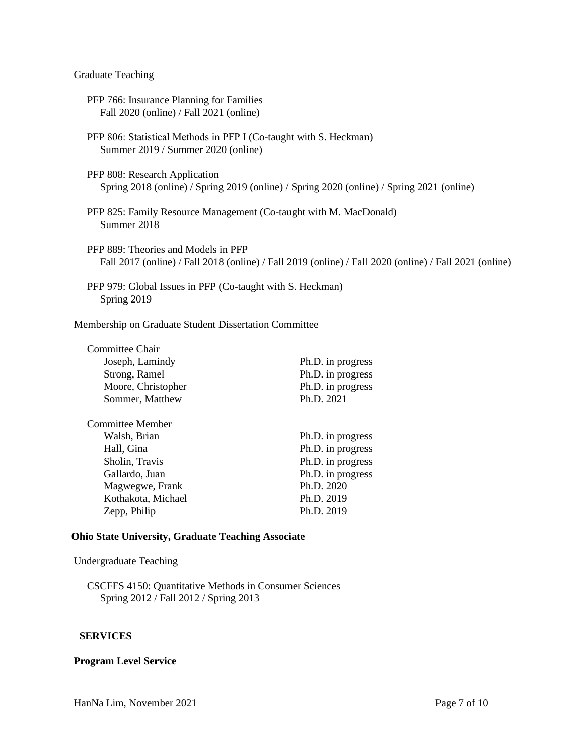Graduate Teaching

PFP 766: Insurance Planning for Families
Fall 2020 (online) / Fall 2021 (online)

PFP 806: Statistical Methods in PFP I (Co-taught with S. Heckman)
Summer 2019 / Summer 2020 (online)

PFP 808: Research Application
Spring 2018 (online) / Spring 2019 (online) / Spring 2020 (online) / Spring 2021 (online)

PFP 825: Family Resource Management (Co-taught with M. MacDonald)
Summer 2018

PFP 889: Theories and Models in PFP
Fall 2017 (online) / Fall 2018 (online) / Fall 2019 (online) / Fall 2020 (online) / Fall 2021 (online)

PFP 979: Global Issues in PFP (Co-taught with S. Heckman)
Spring 2019

Membership on Graduate Student Dissertation Committee

Committee Chair

| | |
|---|---|
| Joseph, Lamindy | Ph.D. in progress |
| Strong, Ramel | Ph.D. in progress |
| Moore, Christopher | Ph.D. in progress |
| Sommer, Matthew | Ph.D. 2021 |

Committee Member

| | |
|---|---|
| Walsh, Brian | Ph.D. in progress |
| Hall, Gina | Ph.D. in progress |
| Sholin, Travis | Ph.D. in progress |
| Gallardo, Juan | Ph.D. in progress |
| Magwegwe, Frank | Ph.D. 2020 |
| Kothakota, Michael | Ph.D. 2019 |
| Zepp, Philip | Ph.D. 2019 |

**Ohio State University, Graduate Teaching Associate**

Undergraduate Teaching

CSCFFS 4150: Quantitative Methods in Consumer Sciences
Spring 2012 / Fall 2012 / Spring 2013

## SERVICES

**Program Level Service**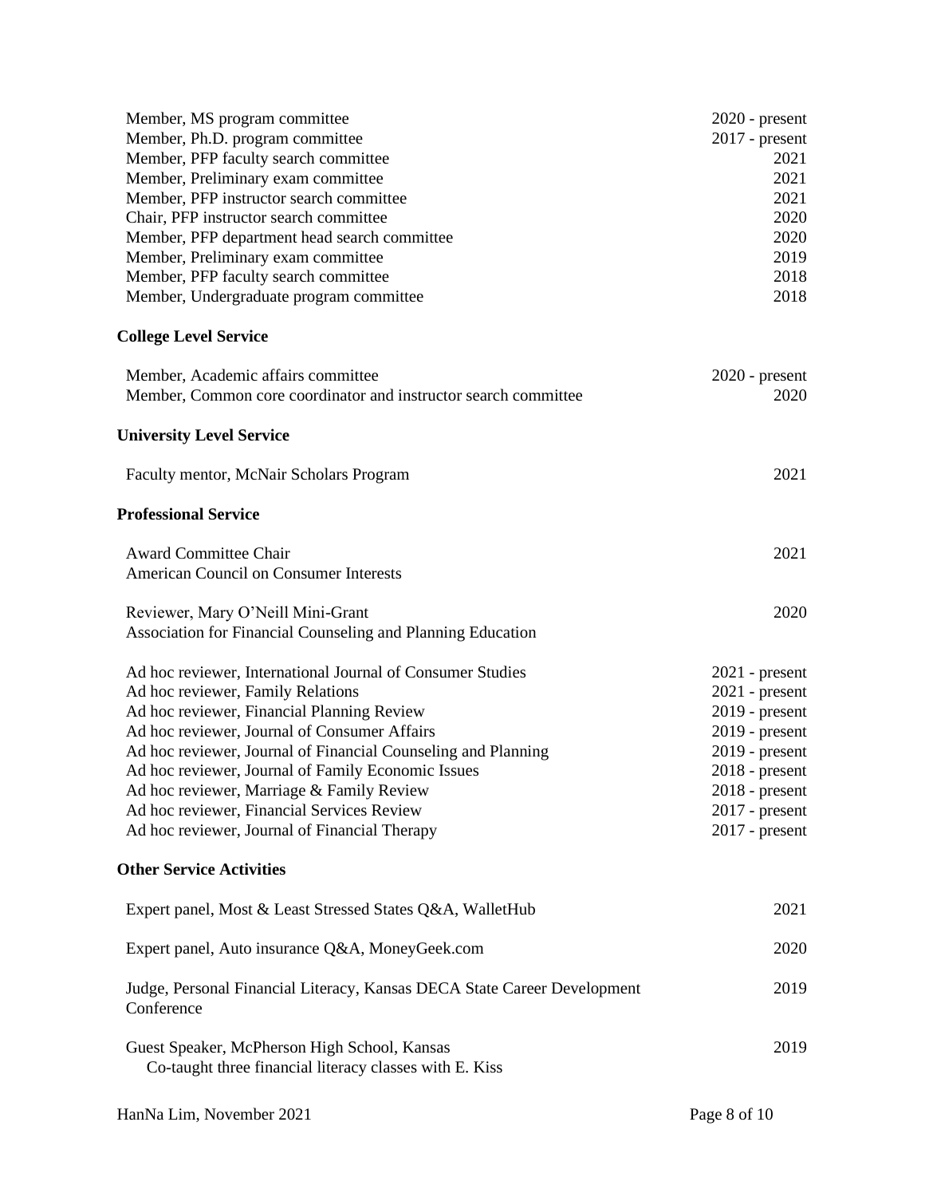| | |
|---|---|
| Member, MS program committee | 2020 - present |
| Member, Ph.D. program committee | 2017 - present |
| Member, PFP faculty search committee | 2021 |
| Member, Preliminary exam committee | 2021 |
| Member, PFP instructor search committee | 2021 |
| Chair, PFP instructor search committee | 2020 |
| Member, PFP department head search committee | 2020 |
| Member, Preliminary exam committee | 2019 |
| Member, PFP faculty search committee | 2018 |
| Member, Undergraduate program committee | 2018 |

**College Level Service**

| | |
|---|---|
| Member, Academic affairs committee | 2020 - present |
| Member, Common core coordinator and instructor search committee | 2020 |

**University Level Service**

| | |
|---|---|
| Faculty mentor, McNair Scholars Program | 2021 |

**Professional Service**

| | |
|---|---|
| Award Committee Chair<br>American Council on Consumer Interests | 2021 |
| Reviewer, Mary O'Neill Mini-Grant<br>Association for Financial Counseling and Planning Education | 2020 |
| Ad hoc reviewer, International Journal of Consumer Studies | 2021 - present |
| Ad hoc reviewer, Family Relations | 2021 - present |
| Ad hoc reviewer, Financial Planning Review | 2019 - present |
| Ad hoc reviewer, Journal of Consumer Affairs | 2019 - present |
| Ad hoc reviewer, Journal of Financial Counseling and Planning | 2019 - present |
| Ad hoc reviewer, Journal of Family Economic Issues | 2018 - present |
| Ad hoc reviewer, Marriage & Family Review | 2018 - present |
| Ad hoc reviewer, Financial Services Review | 2017 - present |
| Ad hoc reviewer, Journal of Financial Therapy | 2017 - present |

**Other Service Activities**

| | |
|---|---|
| Expert panel, Most & Least Stressed States Q&A, WalletHub | 2021 |
| Expert panel, Auto insurance Q&A, MoneyGeek.com | 2020 |
| Judge, Personal Financial Literacy, Kansas DECA State Career Development Conference | 2019 |
| Guest Speaker, McPherson High School, Kansas<br>Co-taught three financial literacy classes with E. Kiss | 2019 |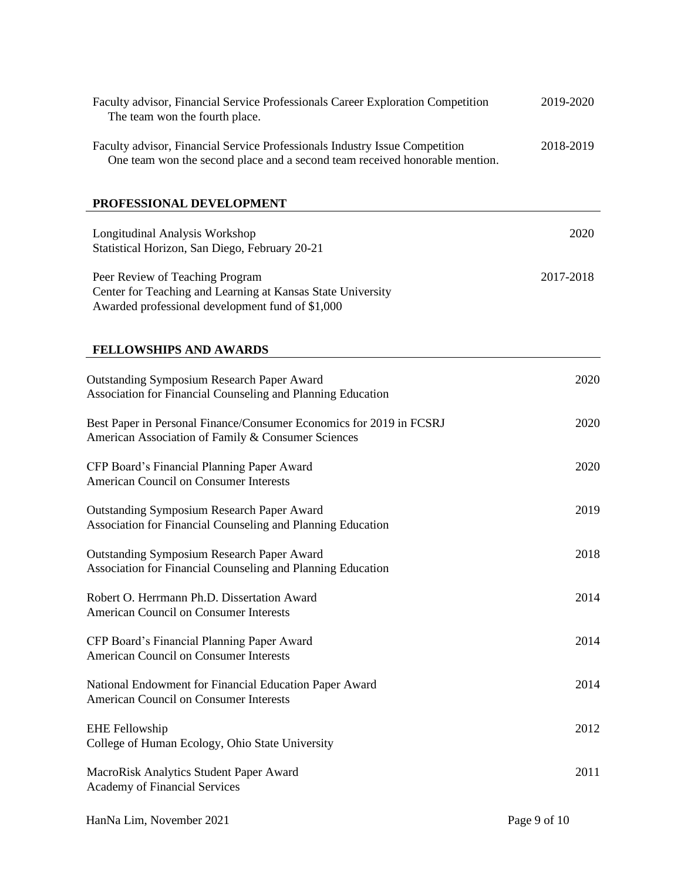Faculty advisor, Financial Service Professionals Career Exploration Competition — 2019-2020
The team won the fourth place.

Faculty advisor, Financial Service Professionals Industry Issue Competition — 2018-2019
One team won the second place and a second team received honorable mention.

## PROFESSIONAL DEVELOPMENT

Longitudinal Analysis Workshop — 2020
Statistical Horizon, San Diego, February 20-21

Peer Review of Teaching Program — 2017-2018
Center for Teaching and Learning at Kansas State University
Awarded professional development fund of $1,000

## FELLOWSHIPS AND AWARDS

Outstanding Symposium Research Paper Award — 2020
Association for Financial Counseling and Planning Education

Best Paper in Personal Finance/Consumer Economics for 2019 in FCSRJ — 2020
American Association of Family & Consumer Sciences

CFP Board's Financial Planning Paper Award — 2020
American Council on Consumer Interests

Outstanding Symposium Research Paper Award — 2019
Association for Financial Counseling and Planning Education

Outstanding Symposium Research Paper Award — 2018
Association for Financial Counseling and Planning Education

Robert O. Herrmann Ph.D. Dissertation Award — 2014
American Council on Consumer Interests

CFP Board's Financial Planning Paper Award — 2014
American Council on Consumer Interests

National Endowment for Financial Education Paper Award — 2014
American Council on Consumer Interests

EHE Fellowship — 2012
College of Human Ecology, Ohio State University

MacroRisk Analytics Student Paper Award — 2011
Academy of Financial Services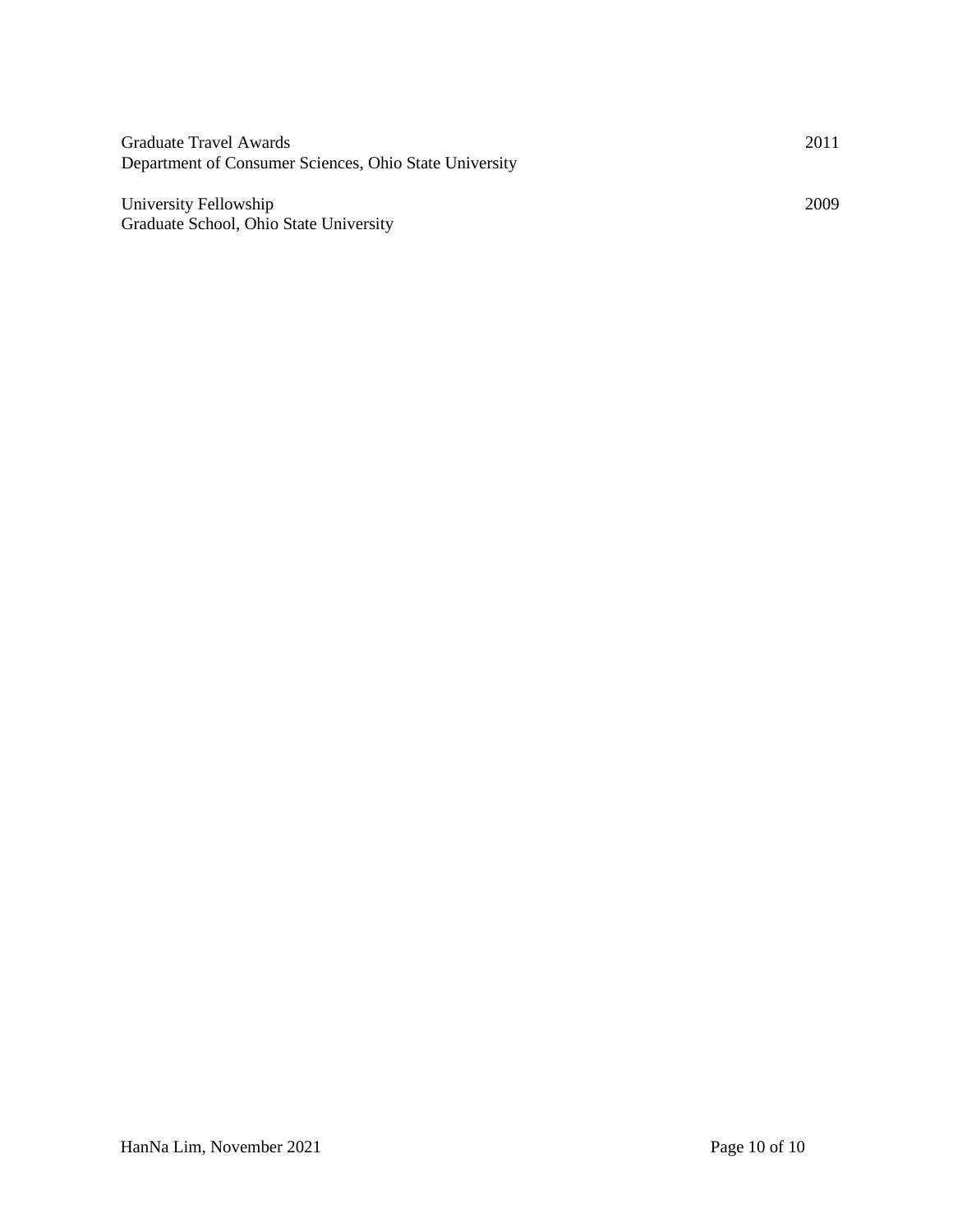Graduate Travel Awards 2011
Department of Consumer Sciences, Ohio State University

University Fellowship 2009
Graduate School, Ohio State University